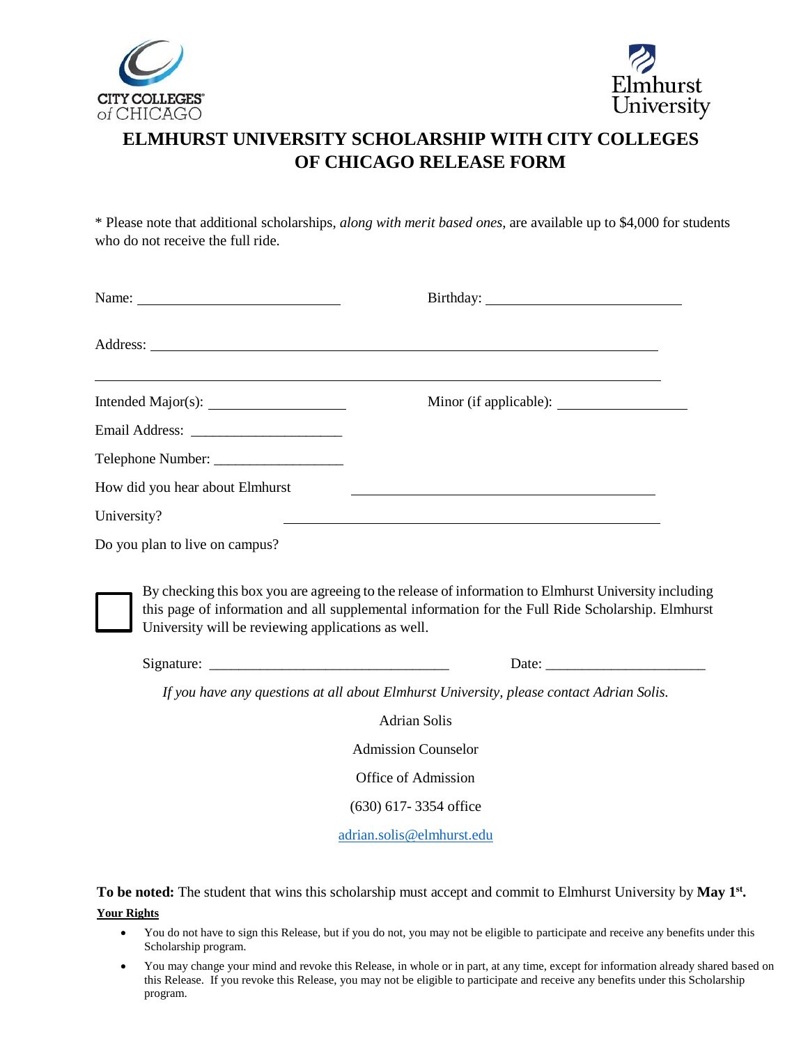CITY COLLEGES of CHICAGO

Elmhurst University

# ELMHURST UNIVERSITY SCHOLARSHIP WITH CITY COLLEGES OF CHICAGO RELEASE FORM

* Please note that additional scholarships, *along with merit based ones*, are available up to $4,000 for students who do not receive the full ride.

Name: ____________________________ Birthday: ____________________________

Address: ____________________________________________________________________

____________________________________________________________________________

Intended Major(s): ____________________ Minor (if applicable): ____________________

Email Address: ______________________

Telephone Number: __________________

How did you hear about Elmhurst University? ____________________________________________

Do you plan to live on campus?

☐ By checking this box you are agreeing to the release of information to Elmhurst University including this page of information and all supplemental information for the Full Ride Scholarship. Elmhurst University will be reviewing applications as well.

Signature: _________________________________ Date: ______________________

*If you have any questions at all about Elmhurst University, please contact Adrian Solis.*

Adrian Solis

Admission Counselor

Office of Admission

(630) 617- 3354 office

adrian.solis@elmhurst.edu

**To be noted:** The student that wins this scholarship must accept and commit to Elmhurst University by **May 1st.**

**Your Rights**

- You do not have to sign this Release, but if you do not, you may not be eligible to participate and receive any benefits under this Scholarship program.
- You may change your mind and revoke this Release, in whole or in part, at any time, except for information already shared based on this Release. If you revoke this Release, you may not be eligible to participate and receive any benefits under this Scholarship program.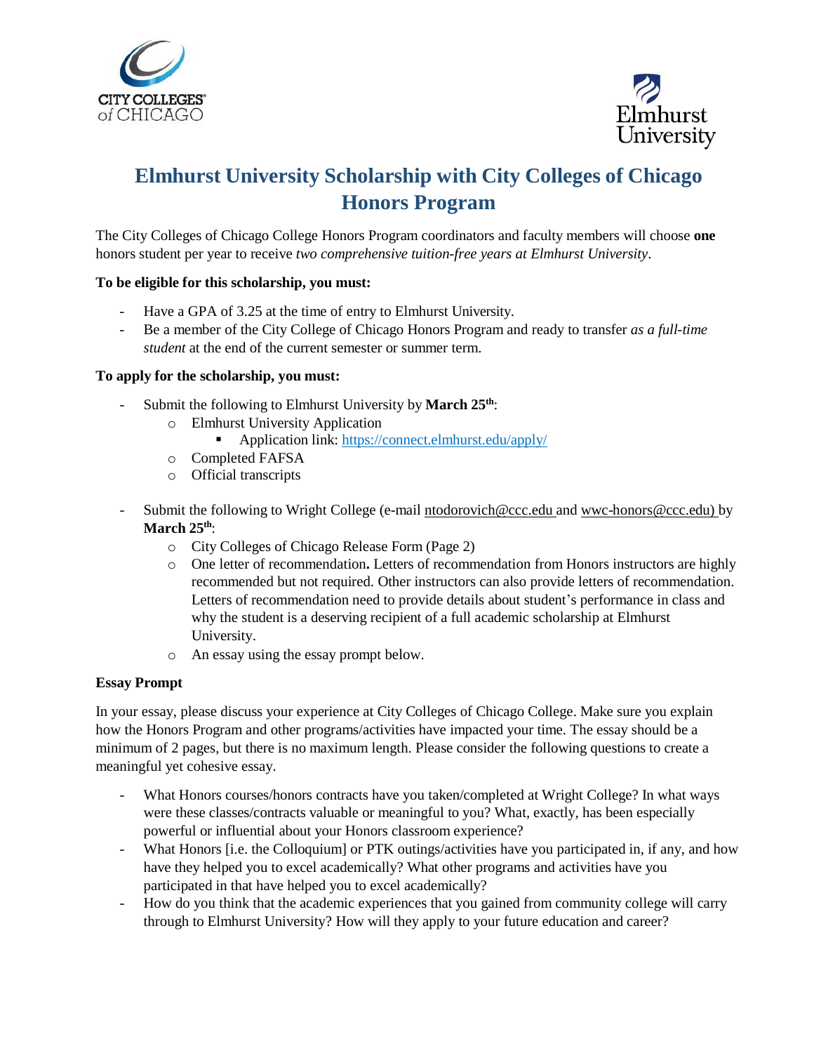# Elmhurst University Scholarship with City Colleges of Chicago Honors Program

The City Colleges of Chicago College Honors Program coordinators and faculty members will choose **one** honors student per year to receive *two comprehensive tuition-free years at Elmhurst University*.

**To be eligible for this scholarship, you must:**

- Have a GPA of 3.25 at the time of entry to Elmhurst University.
- Be a member of the City College of Chicago Honors Program and ready to transfer *as a full-time student* at the end of the current semester or summer term.

**To apply for the scholarship, you must:**

- Submit the following to Elmhurst University by **March 25th**:
  - Elmhurst University Application
    - Application link: https://connect.elmhurst.edu/apply/
  - Completed FAFSA
  - Official transcripts
- Submit the following to Wright College (e-mail ntodorovich@ccc.edu and wwc-honors@ccc.edu) by **March 25th**:
  - City Colleges of Chicago Release Form (Page 2)
  - One letter of recommendation**.** Letters of recommendation from Honors instructors are highly recommended but not required. Other instructors can also provide letters of recommendation. Letters of recommendation need to provide details about student's performance in class and why the student is a deserving recipient of a full academic scholarship at Elmhurst University.
  - An essay using the essay prompt below.

**Essay Prompt**

In your essay, please discuss your experience at City Colleges of Chicago College. Make sure you explain how the Honors Program and other programs/activities have impacted your time. The essay should be a minimum of 2 pages, but there is no maximum length. Please consider the following questions to create a meaningful yet cohesive essay.

- What Honors courses/honors contracts have you taken/completed at Wright College? In what ways were these classes/contracts valuable or meaningful to you? What, exactly, has been especially powerful or influential about your Honors classroom experience?
- What Honors [i.e. the Colloquium] or PTK outings/activities have you participated in, if any, and how have they helped you to excel academically? What other programs and activities have you participated in that have helped you to excel academically?
- How do you think that the academic experiences that you gained from community college will carry through to Elmhurst University? How will they apply to your future education and career?